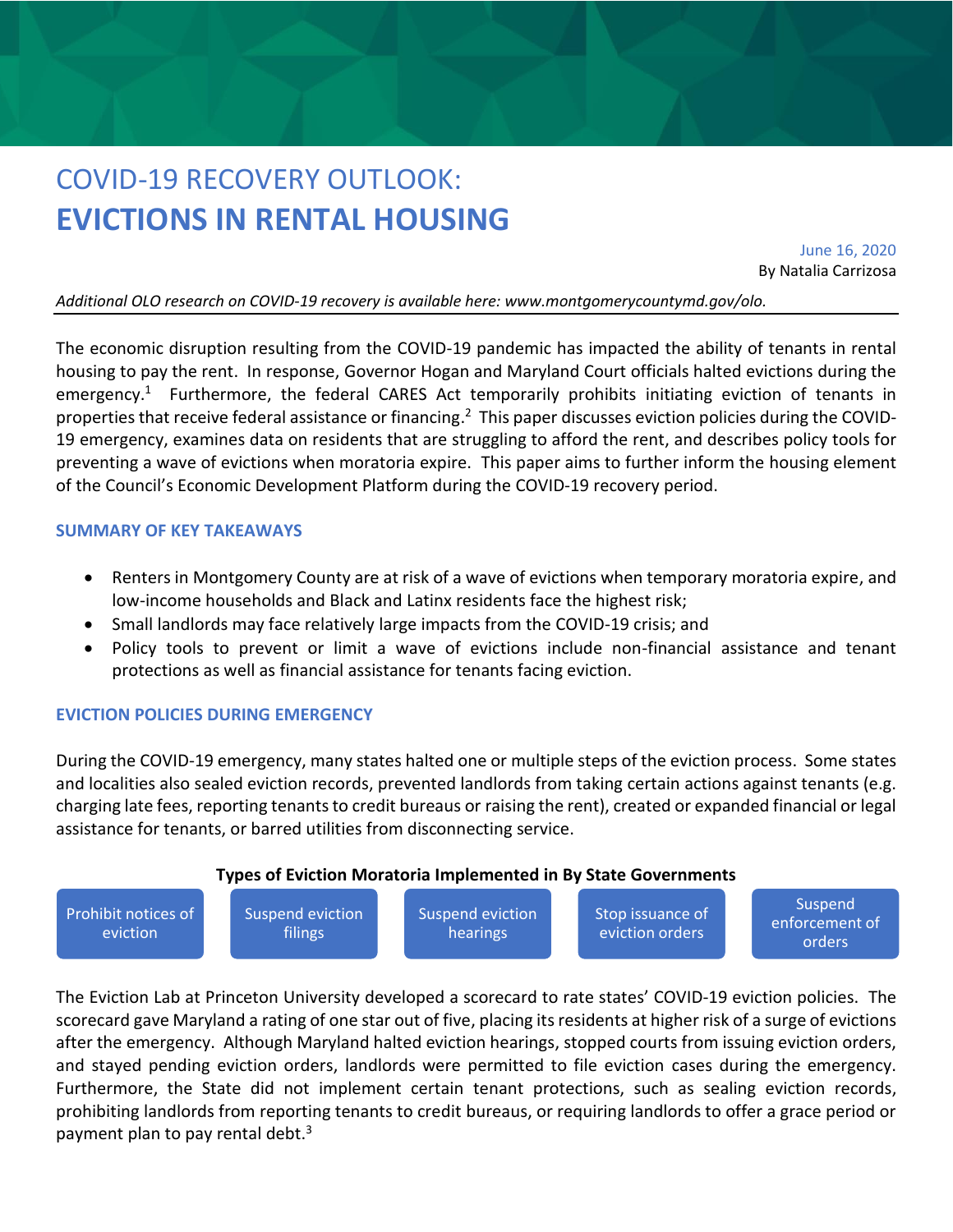# COVID-19 RECOVERY OUTLOOK:
# EVICTIONS IN RENTAL HOUSING

June 16, 2020
By Natalia Carrizosa

*Additional OLO research on COVID-19 recovery is available here: www.montgomerycountymd.gov/olo.*

The economic disruption resulting from the COVID-19 pandemic has impacted the ability of tenants in rental housing to pay the rent. In response, Governor Hogan and Maryland Court officials halted evictions during the emergency.[1] Furthermore, the federal CARES Act temporarily prohibits initiating eviction of tenants in properties that receive federal assistance or financing.[2] This paper discusses eviction policies during the COVID-19 emergency, examines data on residents that are struggling to afford the rent, and describes policy tools for preventing a wave of evictions when moratoria expire. This paper aims to further inform the housing element of the Council's Economic Development Platform during the COVID-19 recovery period.

## SUMMARY OF KEY TAKEAWAYS

- Renters in Montgomery County are at risk of a wave of evictions when temporary moratoria expire, and low-income households and Black and Latinx residents face the highest risk;
- Small landlords may face relatively large impacts from the COVID-19 crisis; and
- Policy tools to prevent or limit a wave of evictions include non-financial assistance and tenant protections as well as financial assistance for tenants facing eviction.

## EVICTION POLICIES DURING EMERGENCY

During the COVID-19 emergency, many states halted one or multiple steps of the eviction process. Some states and localities also sealed eviction records, prevented landlords from taking certain actions against tenants (e.g. charging late fees, reporting tenants to credit bureaus or raising the rent), created or expanded financial or legal assistance for tenants, or barred utilities from disconnecting service.

**Types of Eviction Moratoria Implemented in By State Governments**

- Prohibit notices of eviction
- Suspend eviction filings
- Suspend eviction hearings
- Stop issuance of eviction orders
- Suspend enforcement of orders

The Eviction Lab at Princeton University developed a scorecard to rate states' COVID-19 eviction policies. The scorecard gave Maryland a rating of one star out of five, placing its residents at higher risk of a surge of evictions after the emergency. Although Maryland halted eviction hearings, stopped courts from issuing eviction orders, and stayed pending eviction orders, landlords were permitted to file eviction cases during the emergency. Furthermore, the State did not implement certain tenant protections, such as sealing eviction records, prohibiting landlords from reporting tenants to credit bureaus, or requiring landlords to offer a grace period or payment plan to pay rental debt.[3]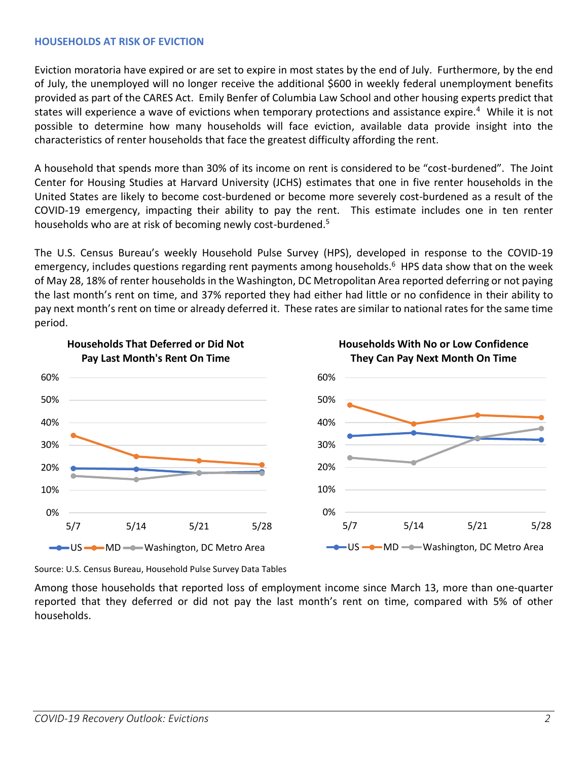### HOUSEHOLDS AT RISK OF EVICTION

Eviction moratoria have expired or are set to expire in most states by the end of July. Furthermore, by the end of July, the unemployed will no longer receive the additional $600 in weekly federal unemployment benefits provided as part of the CARES Act. Emily Benfer of Columbia Law School and other housing experts predict that states will experience a wave of evictions when temporary protections and assistance expire.[4] While it is not possible to determine how many households will face eviction, available data provide insight into the characteristics of renter households that face the greatest difficulty affording the rent.

A household that spends more than 30% of its income on rent is considered to be "cost-burdened". The Joint Center for Housing Studies at Harvard University (JCHS) estimates that one in five renter households in the United States are likely to become cost-burdened or become more severely cost-burdened as a result of the COVID-19 emergency, impacting their ability to pay the rent. This estimate includes one in ten renter households who are at risk of becoming newly cost-burdened.[5]

The U.S. Census Bureau's weekly Household Pulse Survey (HPS), developed in response to the COVID-19 emergency, includes questions regarding rent payments among households.[6] HPS data show that on the week of May 28, 18% of renter households in the Washington, DC Metropolitan Area reported deferring or not paying the last month's rent on time, and 37% reported they had either had little or no confidence in their ability to pay next month's rent on time or already deferred it. These rates are similar to national rates for the same time period.

**Households That Deferred or Did Not Pay Last Month's Rent On Time**

**Households With No or Low Confidence They Can Pay Next Month On Time**

Source: U.S. Census Bureau, Household Pulse Survey Data Tables

Among those households that reported loss of employment income since March 13, more than one-quarter reported that they deferred or did not pay the last month's rent on time, compared with 5% of other households.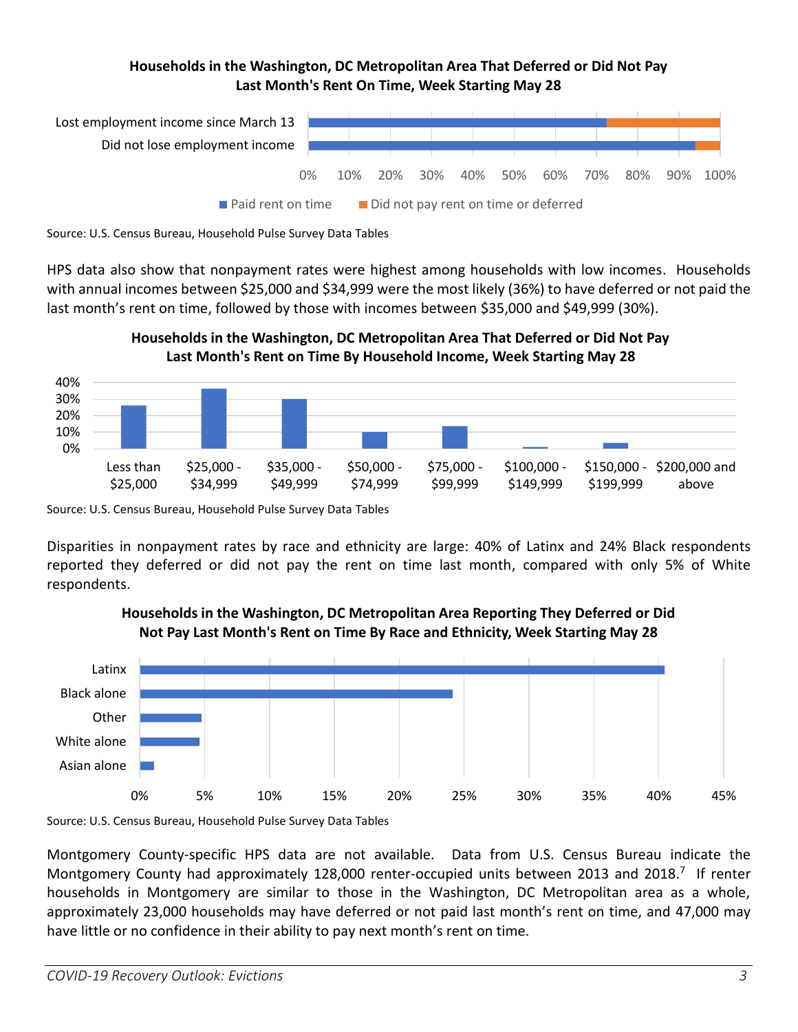**Households in the Washington, DC Metropolitan Area That Deferred or Did Not Pay Last Month's Rent On Time, Week Starting May 28**

Source: U.S. Census Bureau, Household Pulse Survey Data Tables

HPS data also show that nonpayment rates were highest among households with low incomes. Households with annual incomes between $25,000 and $34,999 were the most likely (36%) to have deferred or not paid the last month's rent on time, followed by those with incomes between $35,000 and $49,999 (30%).

**Households in the Washington, DC Metropolitan Area That Deferred or Did Not Pay Last Month's Rent on Time By Household Income, Week Starting May 28**

Source: U.S. Census Bureau, Household Pulse Survey Data Tables

Disparities in nonpayment rates by race and ethnicity are large: 40% of Latinx and 24% Black respondents reported they deferred or did not pay the rent on time last month, compared with only 5% of White respondents.

**Households in the Washington, DC Metropolitan Area Reporting They Deferred or Did Not Pay Last Month's Rent on Time By Race and Ethnicity, Week Starting May 28**

Source: U.S. Census Bureau, Household Pulse Survey Data Tables

Montgomery County-specific HPS data are not available. Data from U.S. Census Bureau indicate the Montgomery County had approximately 128,000 renter-occupied units between 2013 and 2018.[7] If renter households in Montgomery are similar to those in the Washington, DC Metropolitan area as a whole, approximately 23,000 households may have deferred or not paid last month's rent on time, and 47,000 may have little or no confidence in their ability to pay next month's rent on time.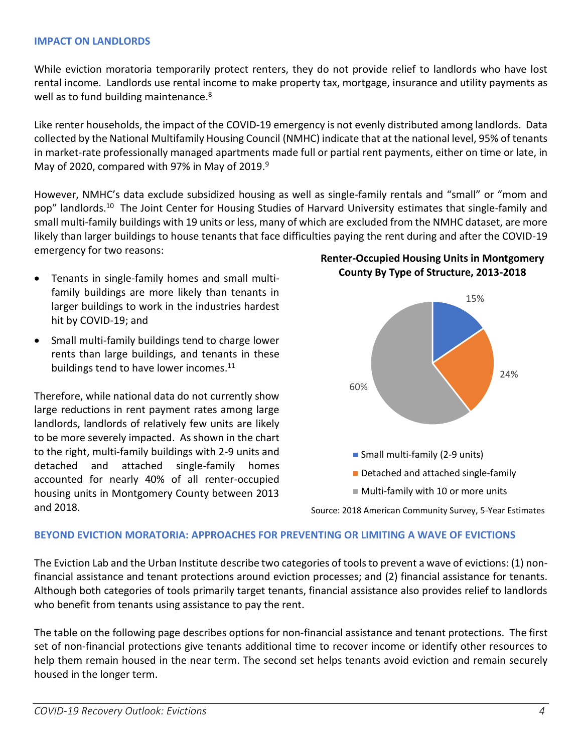## IMPACT ON LANDLORDS

While eviction moratoria temporarily protect renters, they do not provide relief to landlords who have lost rental income. Landlords use rental income to make property tax, mortgage, insurance and utility payments as well as to fund building maintenance.[8]

Like renter households, the impact of the COVID-19 emergency is not evenly distributed among landlords. Data collected by the National Multifamily Housing Council (NMHC) indicate that at the national level, 95% of tenants in market-rate professionally managed apartments made full or partial rent payments, either on time or late, in May of 2020, compared with 97% in May of 2019.[9]

However, NMHC's data exclude subsidized housing as well as single-family rentals and "small" or "mom and pop" landlords.[10] The Joint Center for Housing Studies of Harvard University estimates that single-family and small multi-family buildings with 19 units or less, many of which are excluded from the NMHC dataset, are more likely than larger buildings to house tenants that face difficulties paying the rent during and after the COVID-19 emergency for two reasons:

- Tenants in single-family homes and small multi-family buildings are more likely than tenants in larger buildings to work in the industries hardest hit by COVID-19; and
- Small multi-family buildings tend to charge lower rents than large buildings, and tenants in these buildings tend to have lower incomes.[11]

Therefore, while national data do not currently show large reductions in rent payment rates among large landlords, landlords of relatively few units are likely to be more severely impacted. As shown in the chart to the right, multi-family buildings with 2-9 units and detached and attached single-family homes accounted for nearly 40% of all renter-occupied housing units in Montgomery County between 2013 and 2018.

**Renter-Occupied Housing Units in Montgomery County By Type of Structure, 2013-2018**

| Type of Structure | Share |
|---|---|
| Small multi-family (2-9 units) | 15% |
| Detached and attached single-family | 24% |
| Multi-family with 10 or more units | 60% |

Source: 2018 American Community Survey, 5-Year Estimates

## BEYOND EVICTION MORATORIA: APPROACHES FOR PREVENTING OR LIMITING A WAVE OF EVICTIONS

The Eviction Lab and the Urban Institute describe two categories of tools to prevent a wave of evictions: (1) non-financial assistance and tenant protections around eviction processes; and (2) financial assistance for tenants. Although both categories of tools primarily target tenants, financial assistance also provides relief to landlords who benefit from tenants using assistance to pay the rent.

The table on the following page describes options for non-financial assistance and tenant protections. The first set of non-financial protections give tenants additional time to recover income or identify other resources to help them remain housed in the near term. The second set helps tenants avoid eviction and remain securely housed in the longer term.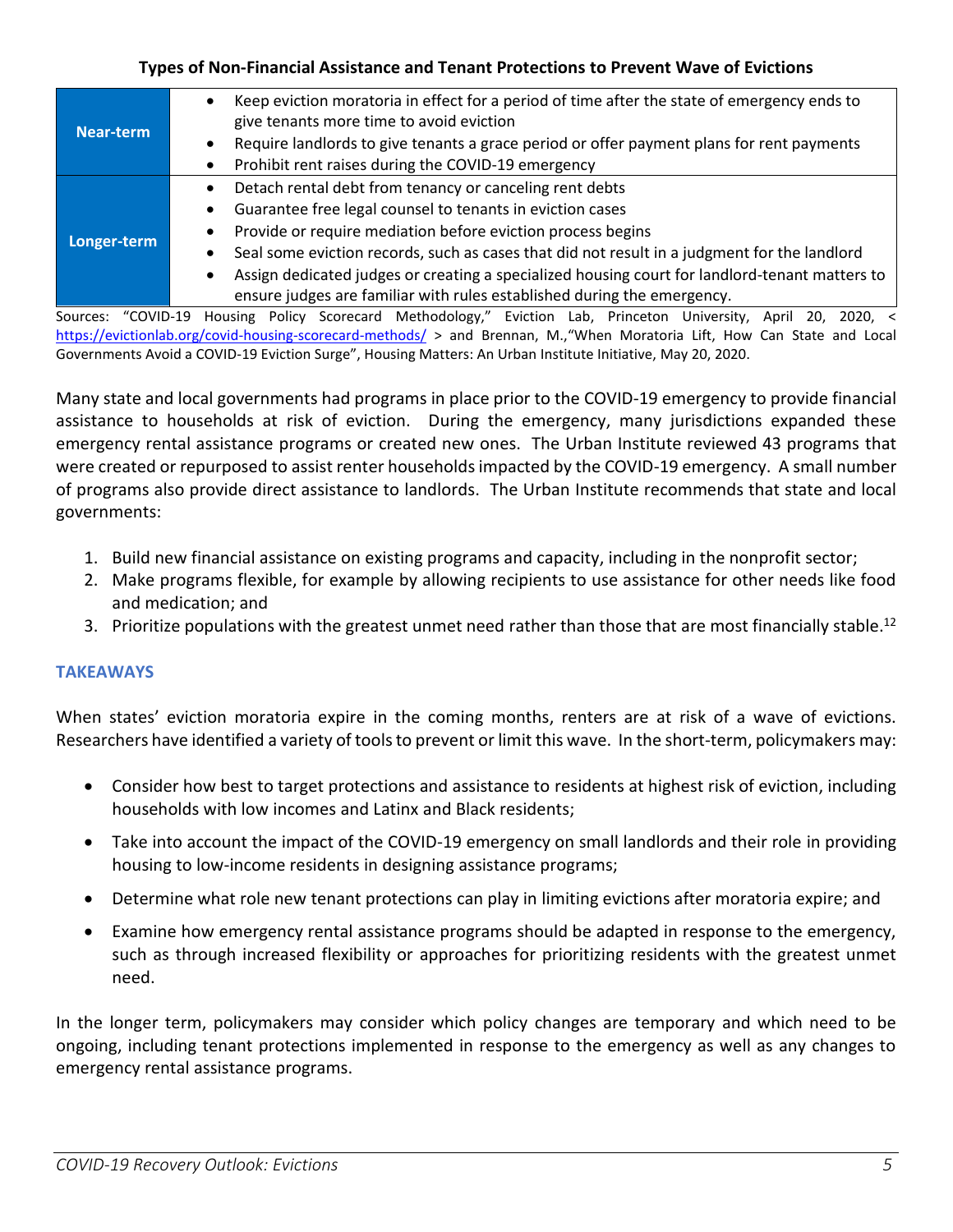**Types of Non-Financial Assistance and Tenant Protections to Prevent Wave of Evictions**

| | |
|---|---|
| **Near-term** | • Keep eviction moratoria in effect for a period of time after the state of emergency ends to give tenants more time to avoid eviction<br>• Require landlords to give tenants a grace period or offer payment plans for rent payments<br>• Prohibit rent raises during the COVID-19 emergency |
| **Longer-term** | • Detach rental debt from tenancy or canceling rent debts<br>• Guarantee free legal counsel to tenants in eviction cases<br>• Provide or require mediation before eviction process begins<br>• Seal some eviction records, such as cases that did not result in a judgment for the landlord<br>• Assign dedicated judges or creating a specialized housing court for landlord-tenant matters to ensure judges are familiar with rules established during the emergency. |

Sources: "COVID-19 Housing Policy Scorecard Methodology," Eviction Lab, Princeton University, April 20, 2020, < https://evictionlab.org/covid-housing-scorecard-methods/ > and Brennan, M.,"When Moratoria Lift, How Can State and Local Governments Avoid a COVID-19 Eviction Surge", Housing Matters: An Urban Institute Initiative, May 20, 2020.

Many state and local governments had programs in place prior to the COVID-19 emergency to provide financial assistance to households at risk of eviction. During the emergency, many jurisdictions expanded these emergency rental assistance programs or created new ones. The Urban Institute reviewed 43 programs that were created or repurposed to assist renter households impacted by the COVID-19 emergency. A small number of programs also provide direct assistance to landlords. The Urban Institute recommends that state and local governments:

1. Build new financial assistance on existing programs and capacity, including in the nonprofit sector;
2. Make programs flexible, for example by allowing recipients to use assistance for other needs like food and medication; and
3. Prioritize populations with the greatest unmet need rather than those that are most financially stable.[12]

## TAKEAWAYS

When states' eviction moratoria expire in the coming months, renters are at risk of a wave of evictions. Researchers have identified a variety of tools to prevent or limit this wave. In the short-term, policymakers may:

- Consider how best to target protections and assistance to residents at highest risk of eviction, including households with low incomes and Latinx and Black residents;
- Take into account the impact of the COVID-19 emergency on small landlords and their role in providing housing to low-income residents in designing assistance programs;
- Determine what role new tenant protections can play in limiting evictions after moratoria expire; and
- Examine how emergency rental assistance programs should be adapted in response to the emergency, such as through increased flexibility or approaches for prioritizing residents with the greatest unmet need.

In the longer term, policymakers may consider which policy changes are temporary and which need to be ongoing, including tenant protections implemented in response to the emergency as well as any changes to emergency rental assistance programs.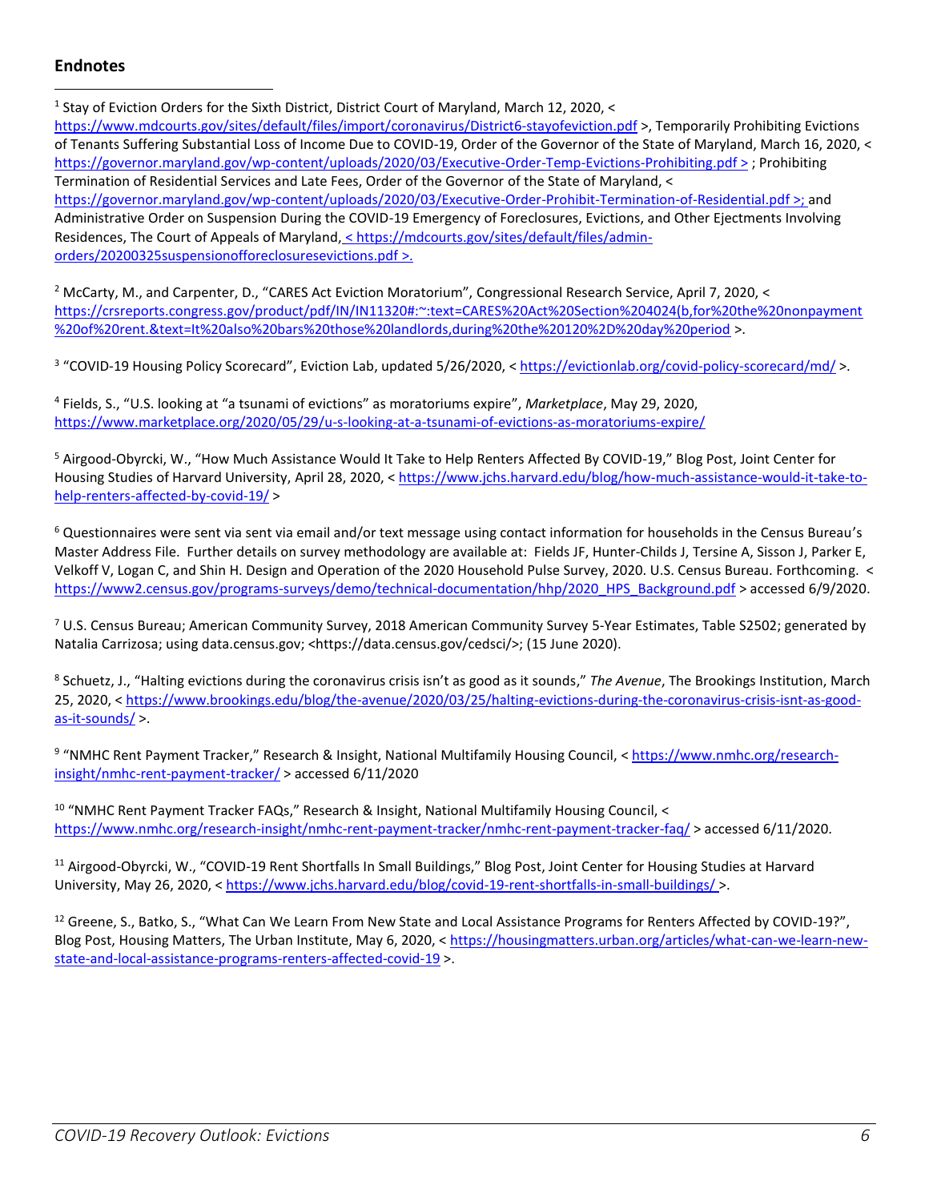## Endnotes

[1] Stay of Eviction Orders for the Sixth District, District Court of Maryland, March 12, 2020, < https://www.mdcourts.gov/sites/default/files/import/coronavirus/District6-stayofeviction.pdf >, Temporarily Prohibiting Evictions of Tenants Suffering Substantial Loss of Income Due to COVID-19, Order of the Governor of the State of Maryland, March 16, 2020, < https://governor.maryland.gov/wp-content/uploads/2020/03/Executive-Order-Temp-Evictions-Prohibiting.pdf > ; Prohibiting Termination of Residential Services and Late Fees, Order of the Governor of the State of Maryland, < https://governor.maryland.gov/wp-content/uploads/2020/03/Executive-Order-Prohibit-Termination-of-Residential.pdf >; and Administrative Order on Suspension During the COVID-19 Emergency of Foreclosures, Evictions, and Other Ejectments Involving Residences, The Court of Appeals of Maryland, < https://mdcourts.gov/sites/default/files/admin-orders/20200325suspensionofforeclosuresevictions.pdf >.

[2] McCarty, M., and Carpenter, D., "CARES Act Eviction Moratorium", Congressional Research Service, April 7, 2020, < https://crsreports.congress.gov/product/pdf/IN/IN11320#:~:text=CARES%20Act%20Section%204024(b,for%20the%20nonpayment%20of%20rent.&text=It%20also%20bars%20those%20landlords,during%20the%20120%2D%20day%20period >.

[3] "COVID-19 Housing Policy Scorecard", Eviction Lab, updated 5/26/2020, < https://evictionlab.org/covid-policy-scorecard/md/ >.

[4] Fields, S., "U.S. looking at "a tsunami of evictions" as moratoriums expire", *Marketplace*, May 29, 2020, https://www.marketplace.org/2020/05/29/u-s-looking-at-a-tsunami-of-evictions-as-moratoriums-expire/

[5] Airgood-Obyrcki, W., "How Much Assistance Would It Take to Help Renters Affected By COVID-19," Blog Post, Joint Center for Housing Studies of Harvard University, April 28, 2020, < https://www.jchs.harvard.edu/blog/how-much-assistance-would-it-take-to-help-renters-affected-by-covid-19/ >

[6] Questionnaires were sent via sent via email and/or text message using contact information for households in the Census Bureau's Master Address File. Further details on survey methodology are available at: Fields JF, Hunter-Childs J, Tersine A, Sisson J, Parker E, Velkoff V, Logan C, and Shin H. Design and Operation of the 2020 Household Pulse Survey, 2020. U.S. Census Bureau. Forthcoming. < https://www2.census.gov/programs-surveys/demo/technical-documentation/hhp/2020_HPS_Background.pdf > accessed 6/9/2020.

[7] U.S. Census Bureau; American Community Survey, 2018 American Community Survey 5-Year Estimates, Table S2502; generated by Natalia Carrizosa; using data.census.gov; <https://data.census.gov/cedsci/>; (15 June 2020).

[8] Schuetz, J., "Halting evictions during the coronavirus crisis isn't as good as it sounds," *The Avenue*, The Brookings Institution, March 25, 2020, < https://www.brookings.edu/blog/the-avenue/2020/03/25/halting-evictions-during-the-coronavirus-crisis-isnt-as-good-as-it-sounds/ >.

[9] "NMHC Rent Payment Tracker," Research & Insight, National Multifamily Housing Council, < https://www.nmhc.org/research-insight/nmhc-rent-payment-tracker/ > accessed 6/11/2020

[10] "NMHC Rent Payment Tracker FAQs," Research & Insight, National Multifamily Housing Council, < https://www.nmhc.org/research-insight/nmhc-rent-payment-tracker/nmhc-rent-payment-tracker-faq/ > accessed 6/11/2020.

[11] Airgood-Obyrcki, W., "COVID-19 Rent Shortfalls In Small Buildings," Blog Post, Joint Center for Housing Studies at Harvard University, May 26, 2020, < https://www.jchs.harvard.edu/blog/covid-19-rent-shortfalls-in-small-buildings/ >.

[12] Greene, S., Batko, S., "What Can We Learn From New State and Local Assistance Programs for Renters Affected by COVID-19?", Blog Post, Housing Matters, The Urban Institute, May 6, 2020, < https://housingmatters.urban.org/articles/what-can-we-learn-new-state-and-local-assistance-programs-renters-affected-covid-19 >.